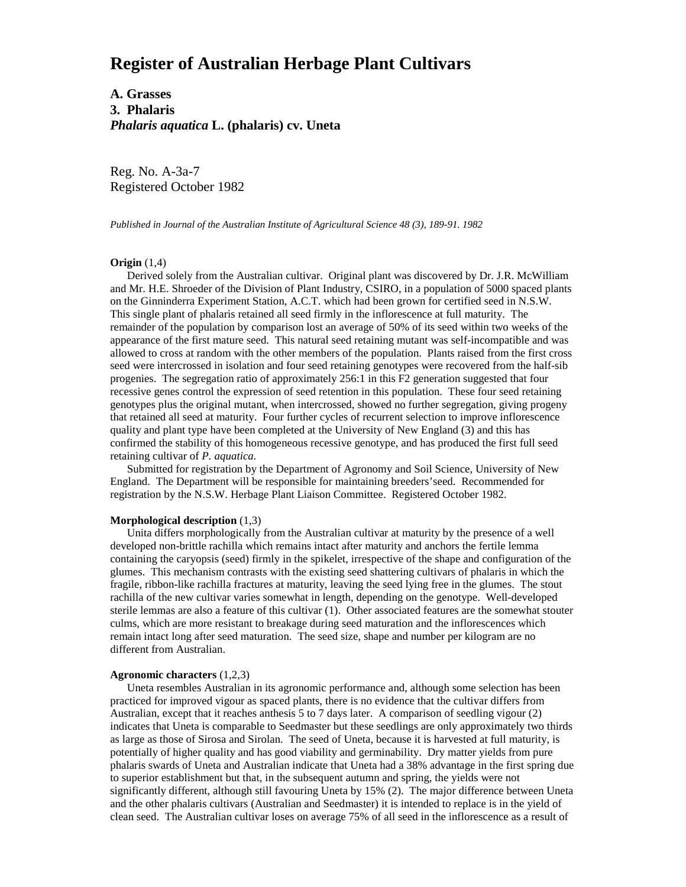# Register of Australian Herbage Plant Cultivars

**A. Grasses**
**3. Phalaris**
***Phalaris aquatica* L. (phalaris) cv. Uneta**

Reg. No. A-3a-7
Registered October 1982

*Published in Journal of the Australian Institute of Agricultural Science 48 (3), 189-91. 1982*

**Origin** (1,4)

Derived solely from the Australian cultivar. Original plant was discovered by Dr. J.R. McWilliam and Mr. H.E. Shroeder of the Division of Plant Industry, CSIRO, in a population of 5000 spaced plants on the Ginninderra Experiment Station, A.C.T. which had been grown for certified seed in N.S.W. This single plant of phalaris retained all seed firmly in the inflorescence at full maturity. The remainder of the population by comparison lost an average of 50% of its seed within two weeks of the appearance of the first mature seed. This natural seed retaining mutant was self-incompatible and was allowed to cross at random with the other members of the population. Plants raised from the first cross seed were intercrossed in isolation and four seed retaining genotypes were recovered from the half-sib progenies. The segregation ratio of approximately 256:1 in this F2 generation suggested that four recessive genes control the expression of seed retention in this population. These four seed retaining genotypes plus the original mutant, when intercrossed, showed no further segregation, giving progeny that retained all seed at maturity. Four further cycles of recurrent selection to improve inflorescence quality and plant type have been completed at the University of New England (3) and this has confirmed the stability of this homogeneous recessive genotype, and has produced the first full seed retaining cultivar of *P. aquatica*.

Submitted for registration by the Department of Agronomy and Soil Science, University of New England. The Department will be responsible for maintaining breeders'seed. Recommended for registration by the N.S.W. Herbage Plant Liaison Committee. Registered October 1982.

**Morphological description** (1,3)

Unita differs morphologically from the Australian cultivar at maturity by the presence of a well developed non-brittle rachilla which remains intact after maturity and anchors the fertile lemma containing the caryopsis (seed) firmly in the spikelet, irrespective of the shape and configuration of the glumes. This mechanism contrasts with the existing seed shattering cultivars of phalaris in which the fragile, ribbon-like rachilla fractures at maturity, leaving the seed lying free in the glumes. The stout rachilla of the new cultivar varies somewhat in length, depending on the genotype. Well-developed sterile lemmas are also a feature of this cultivar (1). Other associated features are the somewhat stouter culms, which are more resistant to breakage during seed maturation and the inflorescences which remain intact long after seed maturation. The seed size, shape and number per kilogram are no different from Australian.

**Agronomic characters** (1,2,3)

Uneta resembles Australian in its agronomic performance and, although some selection has been practiced for improved vigour as spaced plants, there is no evidence that the cultivar differs from Australian, except that it reaches anthesis 5 to 7 days later. A comparison of seedling vigour (2) indicates that Uneta is comparable to Seedmaster but these seedlings are only approximately two thirds as large as those of Sirosa and Sirolan. The seed of Uneta, because it is harvested at full maturity, is potentially of higher quality and has good viability and germinability. Dry matter yields from pure phalaris swards of Uneta and Australian indicate that Uneta had a 38% advantage in the first spring due to superior establishment but that, in the subsequent autumn and spring, the yields were not significantly different, although still favouring Uneta by 15% (2). The major difference between Uneta and the other phalaris cultivars (Australian and Seedmaster) it is intended to replace is in the yield of clean seed. The Australian cultivar loses on average 75% of all seed in the inflorescence as a result of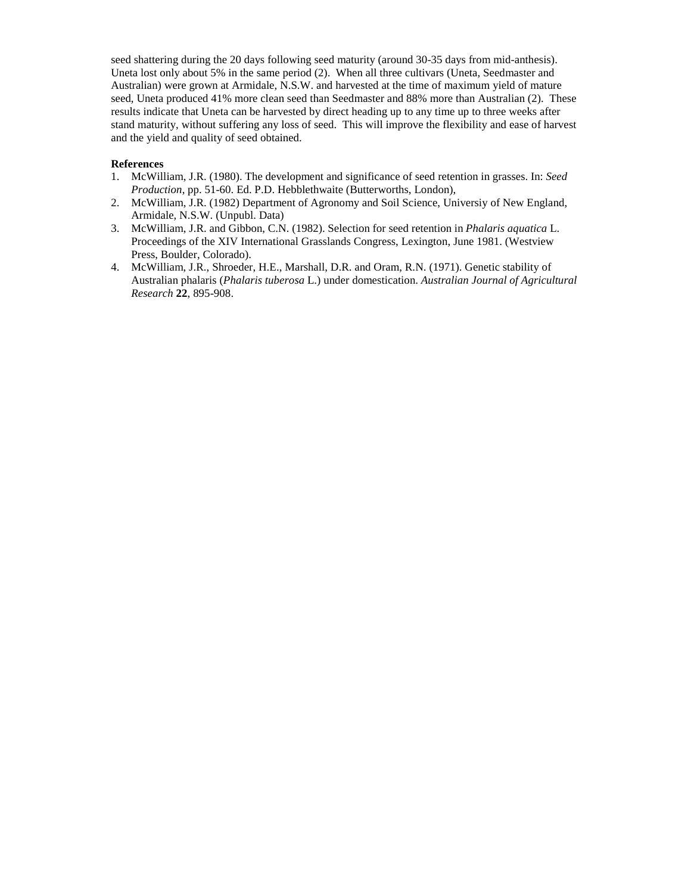seed shattering during the 20 days following seed maturity (around 30-35 days from mid-anthesis). Uneta lost only about 5% in the same period (2). When all three cultivars (Uneta, Seedmaster and Australian) were grown at Armidale, N.S.W. and harvested at the time of maximum yield of mature seed, Uneta produced 41% more clean seed than Seedmaster and 88% more than Australian (2). These results indicate that Uneta can be harvested by direct heading up to any time up to three weeks after stand maturity, without suffering any loss of seed. This will improve the flexibility and ease of harvest and the yield and quality of seed obtained.

**References**

1. McWilliam, J.R. (1980). The development and significance of seed retention in grasses. In: *Seed Production*, pp. 51-60. Ed. P.D. Hebblethwaite (Butterworths, London),
2. McWilliam, J.R. (1982) Department of Agronomy and Soil Science, Universiy of New England, Armidale, N.S.W. (Unpubl. Data)
3. McWilliam, J.R. and Gibbon, C.N. (1982). Selection for seed retention in *Phalaris aquatica* L. Proceedings of the XIV International Grasslands Congress, Lexington, June 1981. (Westview Press, Boulder, Colorado).
4. McWilliam, J.R., Shroeder, H.E., Marshall, D.R. and Oram, R.N. (1971). Genetic stability of Australian phalaris (*Phalaris tuberosa* L.) under domestication. *Australian Journal of Agricultural Research* **22**, 895-908.